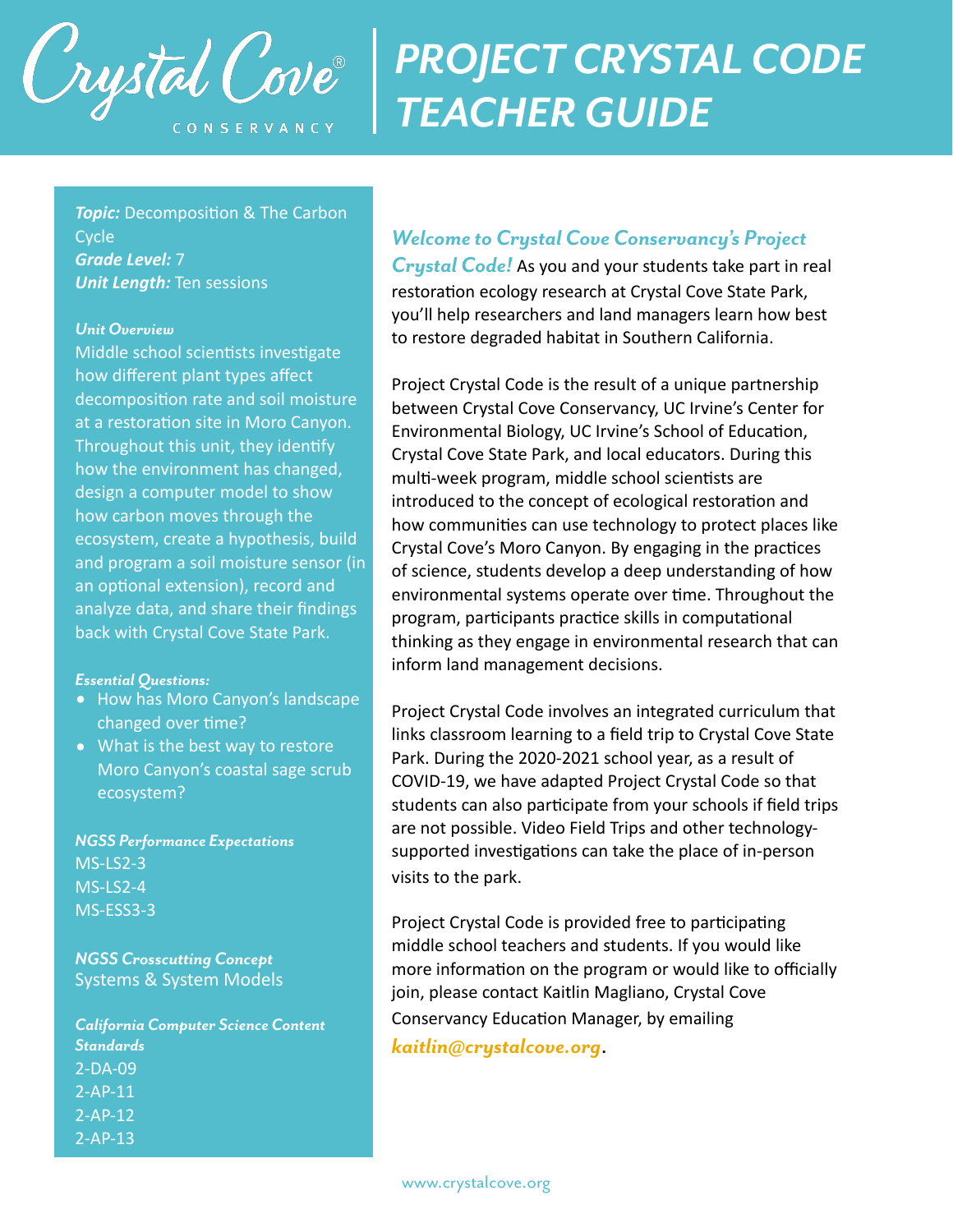Crystal Cove® CONSERVANCY

# PROJECT CRYSTAL CODE TEACHER GUIDE

***Topic:*** Decomposition & The Carbon Cycle
***Grade Level:*** 7
***Unit Length:*** Ten sessions

*Unit Overview*

Middle school scientists investigate how different plant types affect decomposition rate and soil moisture at a restoration site in Moro Canyon. Throughout this unit, they identify how the environment has changed, design a computer model to show how carbon moves through the ecosystem, create a hypothesis, build and program a soil moisture sensor (in an optional extension), record and analyze data, and share their findings back with Crystal Cove State Park.

*Essential Questions:*

- How has Moro Canyon's landscape changed over time?
- What is the best way to restore Moro Canyon's coastal sage scrub ecosystem?

*NGSS Performance Expectations*

MS-LS2-3
MS-LS2-4
MS-ESS3-3

*NGSS Crosscutting Concept*

Systems & System Models

*California Computer Science Content Standards*

2-DA-09
2-AP-11
2-AP-12
2-AP-13

*Welcome to Crystal Cove Conservancy's Project Crystal Code!* As you and your students take part in real restoration ecology research at Crystal Cove State Park, you'll help researchers and land managers learn how best to restore degraded habitat in Southern California.

Project Crystal Code is the result of a unique partnership between Crystal Cove Conservancy, UC Irvine's Center for Environmental Biology, UC Irvine's School of Education, Crystal Cove State Park, and local educators. During this multi-week program, middle school scientists are introduced to the concept of ecological restoration and how communities can use technology to protect places like Crystal Cove's Moro Canyon. By engaging in the practices of science, students develop a deep understanding of how environmental systems operate over time. Throughout the program, participants practice skills in computational thinking as they engage in environmental research that can inform land management decisions.

Project Crystal Code involves an integrated curriculum that links classroom learning to a field trip to Crystal Cove State Park. During the 2020-2021 school year, as a result of COVID-19, we have adapted Project Crystal Code so that students can also participate from your schools if field trips are not possible. Video Field Trips and other technology-supported investigations can take the place of in-person visits to the park.

Project Crystal Code is provided free to participating middle school teachers and students. If you would like more information on the program or would like to officially join, please contact Kaitlin Magliano, Crystal Cove Conservancy Education Manager, by emailing *kaitlin@crystalcove.org*.

www.crystalcove.org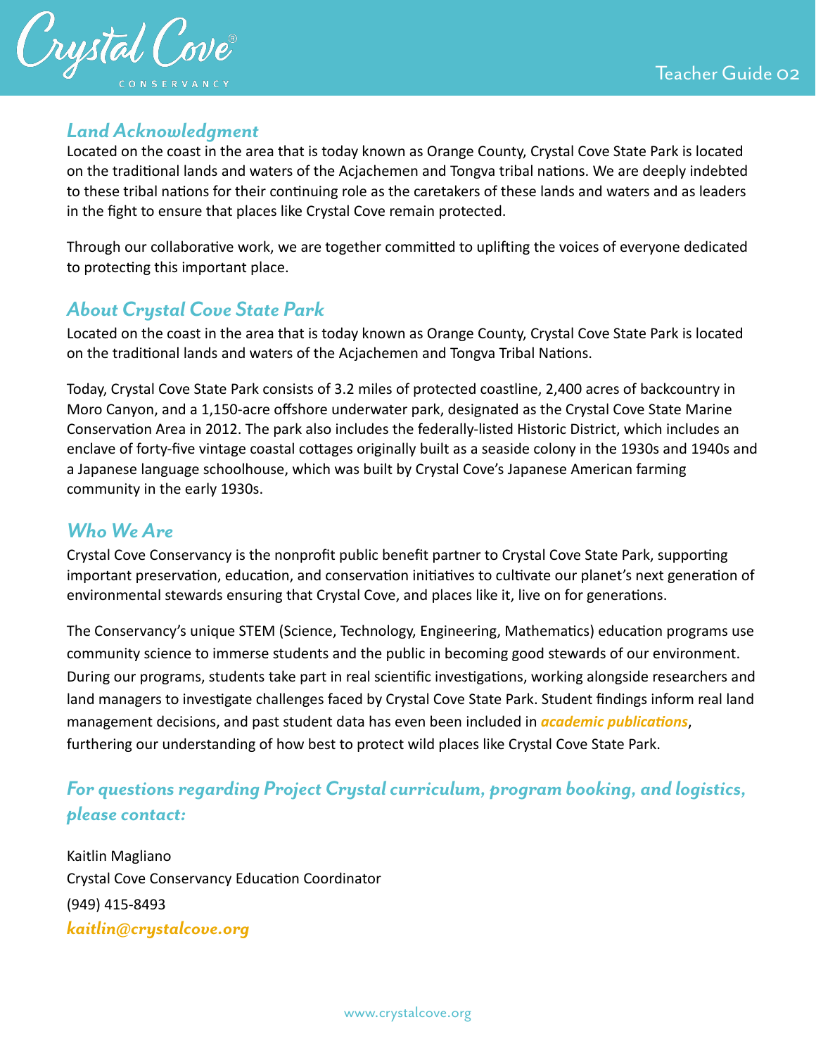## *Land Acknowledgment*

Located on the coast in the area that is today known as Orange County, Crystal Cove State Park is located on the traditional lands and waters of the Acjachemen and Tongva tribal nations. We are deeply indebted to these tribal nations for their continuing role as the caretakers of these lands and waters and as leaders in the fight to ensure that places like Crystal Cove remain protected.

Through our collaborative work, we are together committed to uplifting the voices of everyone dedicated to protecting this important place.

## *About Crystal Cove State Park*

Located on the coast in the area that is today known as Orange County, Crystal Cove State Park is located on the traditional lands and waters of the Acjachemen and Tongva Tribal Nations.

Today, Crystal Cove State Park consists of 3.2 miles of protected coastline, 2,400 acres of backcountry in Moro Canyon, and a 1,150-acre offshore underwater park, designated as the Crystal Cove State Marine Conservation Area in 2012. The park also includes the federally-listed Historic District, which includes an enclave of forty-five vintage coastal cottages originally built as a seaside colony in the 1930s and 1940s and a Japanese language schoolhouse, which was built by Crystal Cove's Japanese American farming community in the early 1930s.

## *Who We Are*

Crystal Cove Conservancy is the nonprofit public benefit partner to Crystal Cove State Park, supporting important preservation, education, and conservation initiatives to cultivate our planet's next generation of environmental stewards ensuring that Crystal Cove, and places like it, live on for generations.

The Conservancy's unique STEM (Science, Technology, Engineering, Mathematics) education programs use community science to immerse students and the public in becoming good stewards of our environment. During our programs, students take part in real scientific investigations, working alongside researchers and land managers to investigate challenges faced by Crystal Cove State Park. Student findings inform real land management decisions, and past student data has even been included in ***academic publications***, furthering our understanding of how best to protect wild places like Crystal Cove State Park.

### *For questions regarding Project Crystal curriculum, program booking, and logistics, please contact:*

Kaitlin Magliano
Crystal Cove Conservancy Education Coordinator
(949) 415-8493
***kaitlin@crystalcove.org***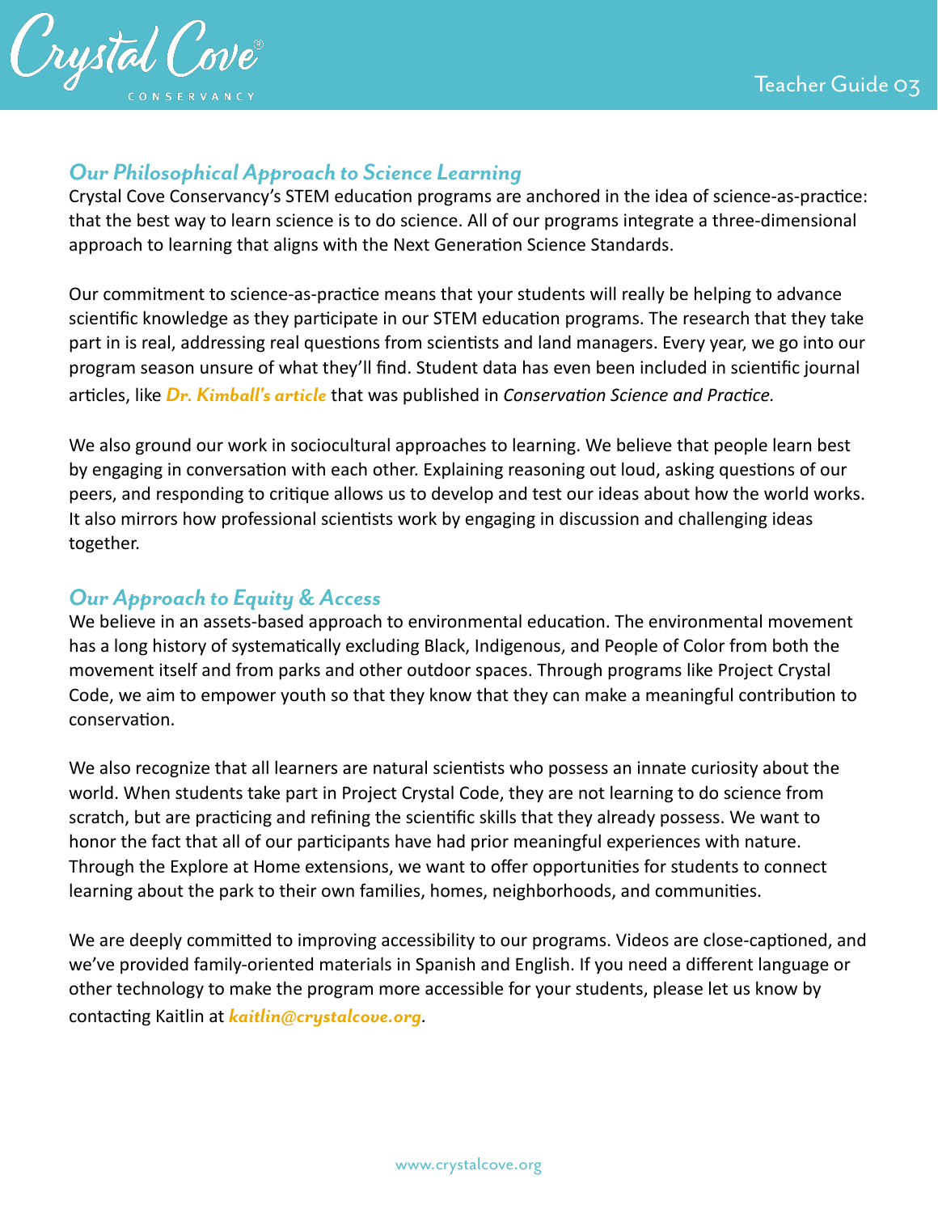## *Our Philosophical Approach to Science Learning*

Crystal Cove Conservancy's STEM education programs are anchored in the idea of science-as-practice: that the best way to learn science is to do science. All of our programs integrate a three-dimensional approach to learning that aligns with the Next Generation Science Standards.

Our commitment to science-as-practice means that your students will really be helping to advance scientific knowledge as they participate in our STEM education programs. The research that they take part in is real, addressing real questions from scientists and land managers. Every year, we go into our program season unsure of what they'll find. Student data has even been included in scientific journal articles, like ***Dr. Kimball's article*** that was published in *Conservation Science and Practice.*

We also ground our work in sociocultural approaches to learning. We believe that people learn best by engaging in conversation with each other. Explaining reasoning out loud, asking questions of our peers, and responding to critique allows us to develop and test our ideas about how the world works. It also mirrors how professional scientists work by engaging in discussion and challenging ideas together.

## *Our Approach to Equity & Access*

We believe in an assets-based approach to environmental education. The environmental movement has a long history of systematically excluding Black, Indigenous, and People of Color from both the movement itself and from parks and other outdoor spaces. Through programs like Project Crystal Code, we aim to empower youth so that they know that they can make a meaningful contribution to conservation.

We also recognize that all learners are natural scientists who possess an innate curiosity about the world. When students take part in Project Crystal Code, they are not learning to do science from scratch, but are practicing and refining the scientific skills that they already possess. We want to honor the fact that all of our participants have had prior meaningful experiences with nature. Through the Explore at Home extensions, we want to offer opportunities for students to connect learning about the park to their own families, homes, neighborhoods, and communities.

We are deeply committed to improving accessibility to our programs. Videos are close-captioned, and we've provided family-oriented materials in Spanish and English. If you need a different language or other technology to make the program more accessible for your students, please let us know by contacting Kaitlin at ***kaitlin@crystalcove.org***.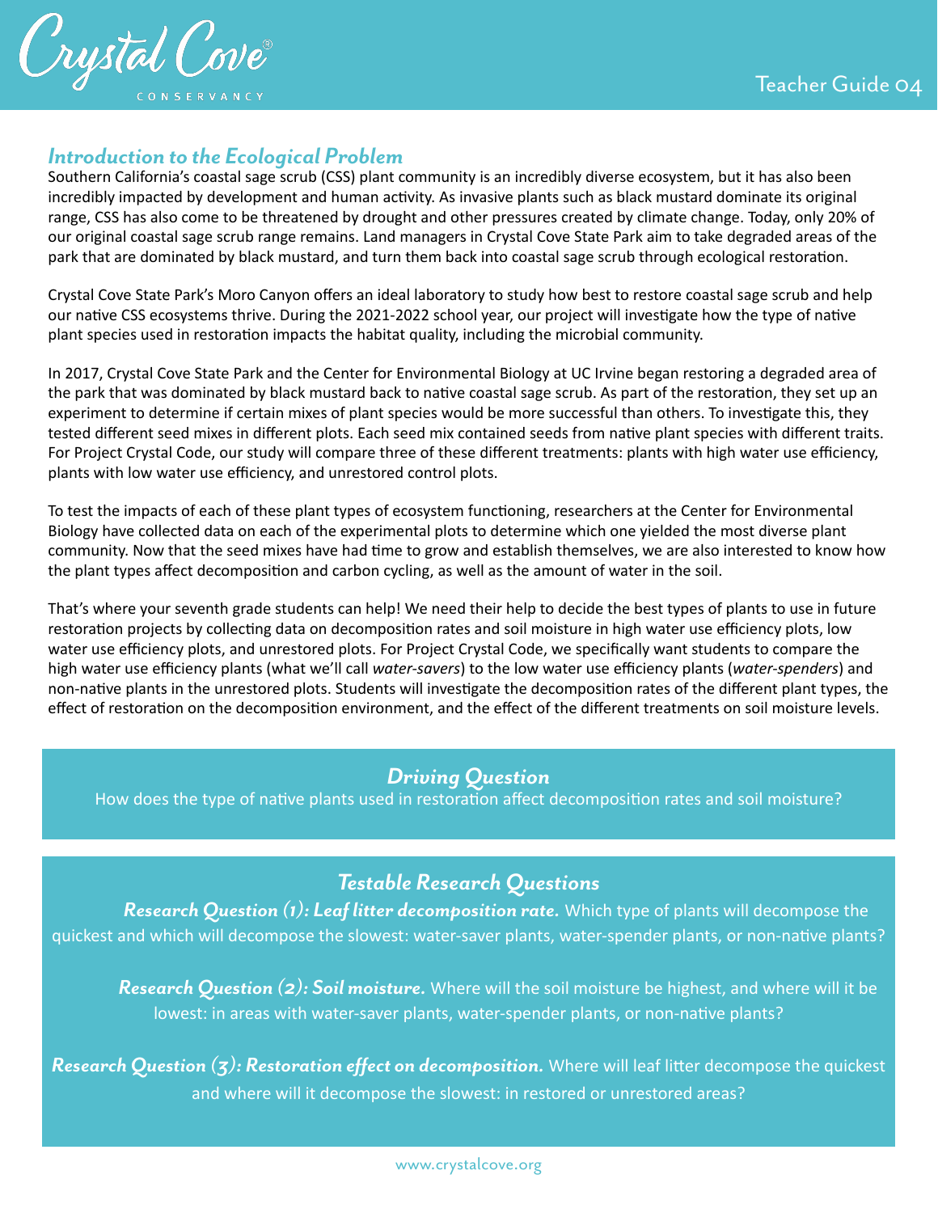## *Introduction to the Ecological Problem*

Southern California's coastal sage scrub (CSS) plant community is an incredibly diverse ecosystem, but it has also been incredibly impacted by development and human activity. As invasive plants such as black mustard dominate its original range, CSS has also come to be threatened by drought and other pressures created by climate change. Today, only 20% of our original coastal sage scrub range remains. Land managers in Crystal Cove State Park aim to take degraded areas of the park that are dominated by black mustard, and turn them back into coastal sage scrub through ecological restoration.

Crystal Cove State Park's Moro Canyon offers an ideal laboratory to study how best to restore coastal sage scrub and help our native CSS ecosystems thrive. During the 2021-2022 school year, our project will investigate how the type of native plant species used in restoration impacts the habitat quality, including the microbial community.

In 2017, Crystal Cove State Park and the Center for Environmental Biology at UC Irvine began restoring a degraded area of the park that was dominated by black mustard back to native coastal sage scrub. As part of the restoration, they set up an experiment to determine if certain mixes of plant species would be more successful than others. To investigate this, they tested different seed mixes in different plots. Each seed mix contained seeds from native plant species with different traits. For Project Crystal Code, our study will compare three of these different treatments: plants with high water use efficiency, plants with low water use efficiency, and unrestored control plots.

To test the impacts of each of these plant types of ecosystem functioning, researchers at the Center for Environmental Biology have collected data on each of the experimental plots to determine which one yielded the most diverse plant community. Now that the seed mixes have had time to grow and establish themselves, we are also interested to know how the plant types affect decomposition and carbon cycling, as well as the amount of water in the soil.

That's where your seventh grade students can help! We need their help to decide the best types of plants to use in future restoration projects by collecting data on decomposition rates and soil moisture in high water use efficiency plots, low water use efficiency plots, and unrestored plots. For Project Crystal Code, we specifically want students to compare the high water use efficiency plants (what we'll call *water-savers*) to the low water use efficiency plants (*water-spenders*) and non-native plants in the unrestored plots. Students will investigate the decomposition rates of the different plant types, the effect of restoration on the decomposition environment, and the effect of the different treatments on soil moisture levels.

### *Driving Question*

How does the type of native plants used in restoration affect decomposition rates and soil moisture?

### *Testable Research Questions*

***Research Question (1): Leaf litter decomposition rate.*** Which type of plants will decompose the quickest and which will decompose the slowest: water-saver plants, water-spender plants, or non-native plants?

***Research Question (2): Soil moisture.*** Where will the soil moisture be highest, and where will it be lowest: in areas with water-saver plants, water-spender plants, or non-native plants?

***Research Question (3): Restoration effect on decomposition.*** Where will leaf litter decompose the quickest and where will it decompose the slowest: in restored or unrestored areas?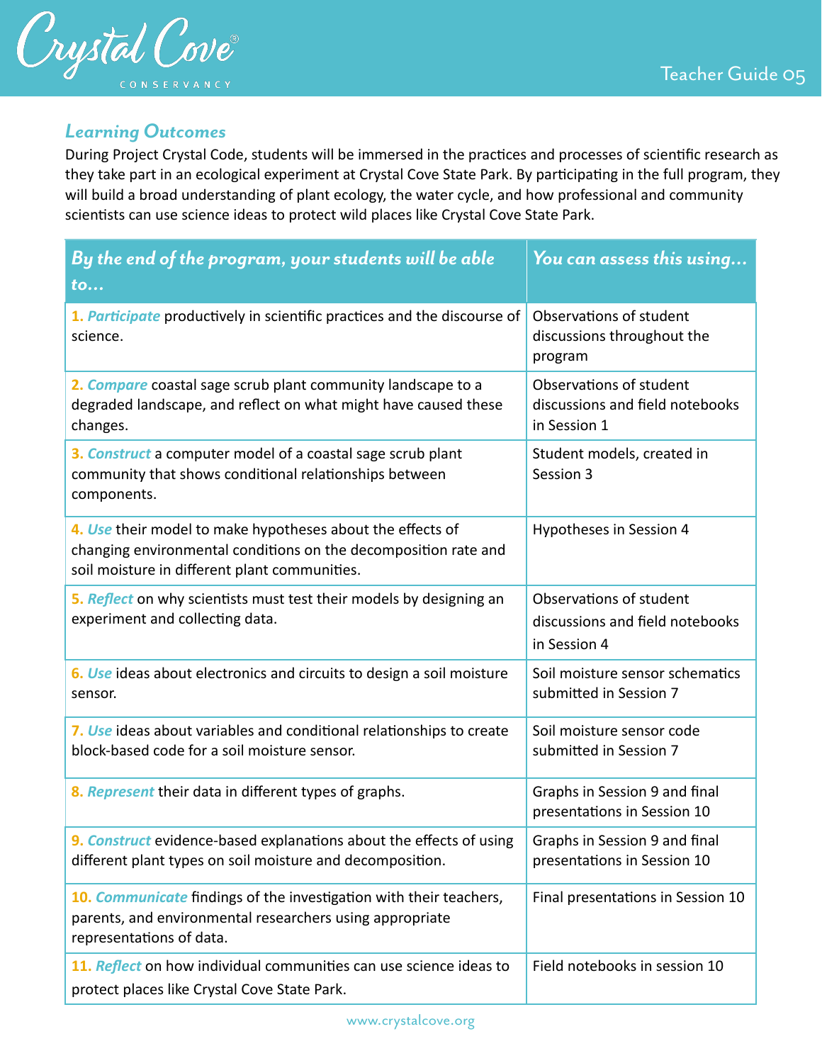## *Learning Outcomes*

During Project Crystal Code, students will be immersed in the practices and processes of scientific research as they take part in an ecological experiment at Crystal Cove State Park. By participating in the full program, they will build a broad understanding of plant ecology, the water cycle, and how professional and community scientists can use science ideas to protect wild places like Crystal Cove State Park.

| *By the end of the program, your students will be able to...* | *You can assess this using...* |
|---|---|
| 1. ***Participate*** productively in scientific practices and the discourse of science. | Observations of student discussions throughout the program |
| 2. ***Compare*** coastal sage scrub plant community landscape to a degraded landscape, and reflect on what might have caused these changes. | Observations of student discussions and field notebooks in Session 1 |
| 3. ***Construct*** a computer model of a coastal sage scrub plant community that shows conditional relationships between components. | Student models, created in Session 3 |
| 4. ***Use*** their model to make hypotheses about the effects of changing environmental conditions on the decomposition rate and soil moisture in different plant communities. | Hypotheses in Session 4 |
| 5. ***Reflect*** on why scientists must test their models by designing an experiment and collecting data. | Observations of student discussions and field notebooks in Session 4 |
| 6. ***Use*** ideas about electronics and circuits to design a soil moisture sensor. | Soil moisture sensor schematics submitted in Session 7 |
| 7. ***Use*** ideas about variables and conditional relationships to create block-based code for a soil moisture sensor. | Soil moisture sensor code submitted in Session 7 |
| 8. ***Represent*** their data in different types of graphs. | Graphs in Session 9 and final presentations in Session 10 |
| 9. ***Construct*** evidence-based explanations about the effects of using different plant types on soil moisture and decomposition. | Graphs in Session 9 and final presentations in Session 10 |
| 10. ***Communicate*** findings of the investigation with their teachers, parents, and environmental researchers using appropriate representations of data. | Final presentations in Session 10 |
| 11. ***Reflect*** on how individual communities can use science ideas to protect places like Crystal Cove State Park. | Field notebooks in session 10 |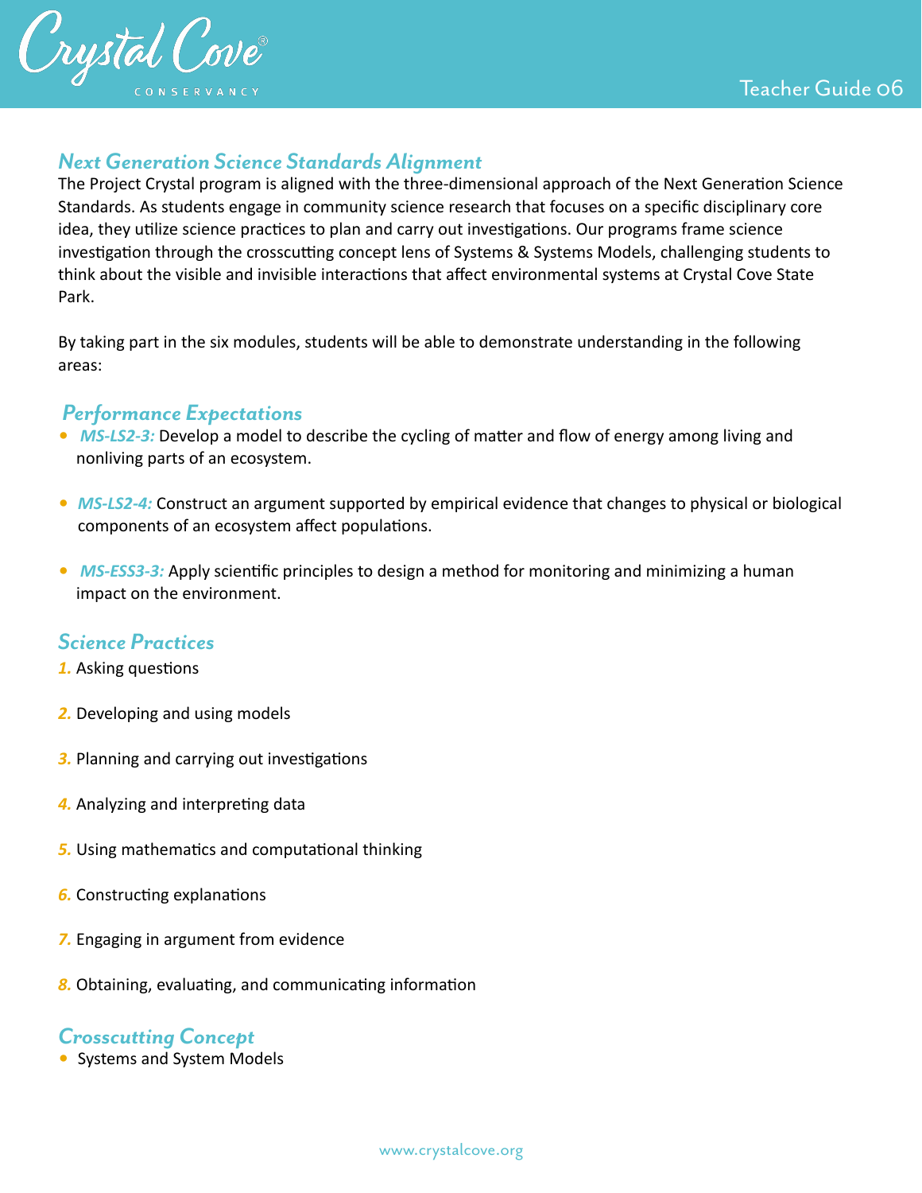## *Next Generation Science Standards Alignment*

The Project Crystal program is aligned with the three-dimensional approach of the Next Generation Science Standards. As students engage in community science research that focuses on a specific disciplinary core idea, they utilize science practices to plan and carry out investigations. Our programs frame science investigation through the crosscutting concept lens of Systems & Systems Models, challenging students to think about the visible and invisible interactions that affect environmental systems at Crystal Cove State Park.

By taking part in the six modules, students will be able to demonstrate understanding in the following areas:

### *Performance Expectations*

- ***MS-LS2-3:*** Develop a model to describe the cycling of matter and flow of energy among living and nonliving parts of an ecosystem.
- ***MS-LS2-4:*** Construct an argument supported by empirical evidence that changes to physical or biological components of an ecosystem affect populations.
- ***MS-ESS3-3:*** Apply scientific principles to design a method for monitoring and minimizing a human impact on the environment.

### *Science Practices*

1. Asking questions
2. Developing and using models
3. Planning and carrying out investigations
4. Analyzing and interpreting data
5. Using mathematics and computational thinking
6. Constructing explanations
7. Engaging in argument from evidence
8. Obtaining, evaluating, and communicating information

### *Crosscutting Concept*

- Systems and System Models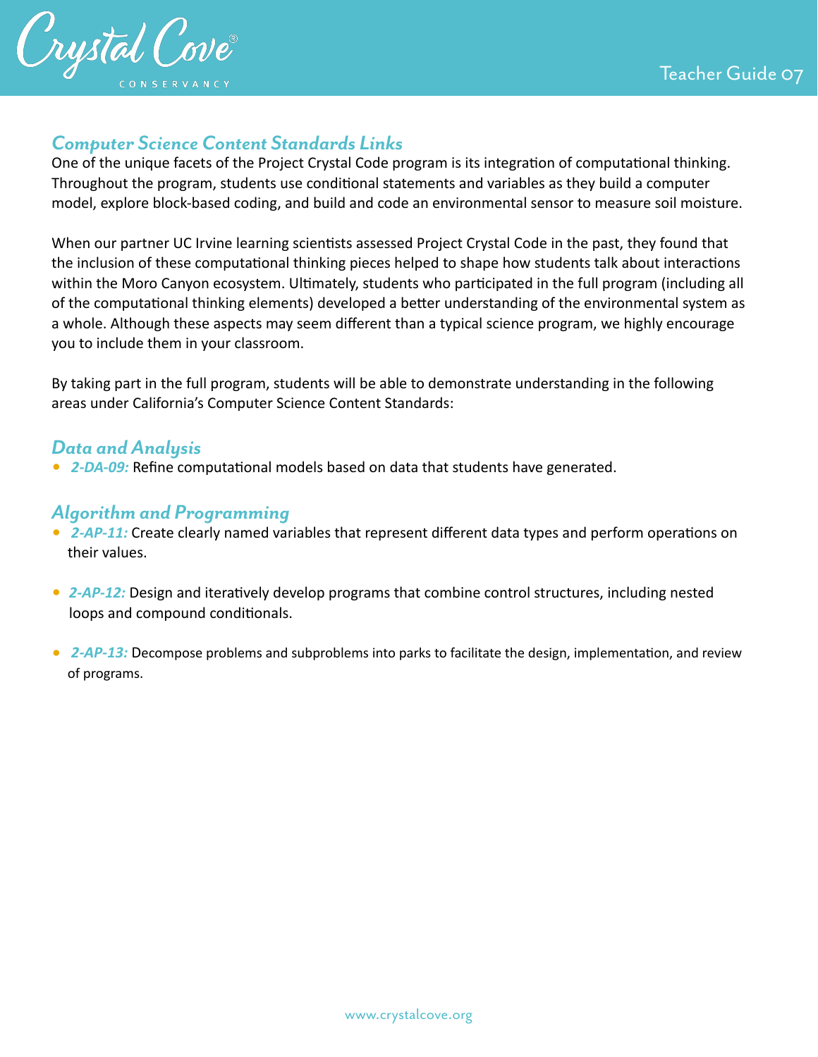## Computer Science Content Standards Links

One of the unique facets of the Project Crystal Code program is its integration of computational thinking. Throughout the program, students use conditional statements and variables as they build a computer model, explore block-based coding, and build and code an environmental sensor to measure soil moisture.

When our partner UC Irvine learning scientists assessed Project Crystal Code in the past, they found that the inclusion of these computational thinking pieces helped to shape how students talk about interactions within the Moro Canyon ecosystem. Ultimately, students who participated in the full program (including all of the computational thinking elements) developed a better understanding of the environmental system as a whole. Although these aspects may seem different than a typical science program, we highly encourage you to include them in your classroom.

By taking part in the full program, students will be able to demonstrate understanding in the following areas under California's Computer Science Content Standards:

### Data and Analysis

- ***2-DA-09:*** Refine computational models based on data that students have generated.

### Algorithm and Programming

- ***2-AP-11:*** Create clearly named variables that represent different data types and perform operations on their values.

- ***2-AP-12:*** Design and iteratively develop programs that combine control structures, including nested loops and compound conditionals.

- ***2-AP-13:*** Decompose problems and subproblems into parks to facilitate the design, implementation, and review of programs.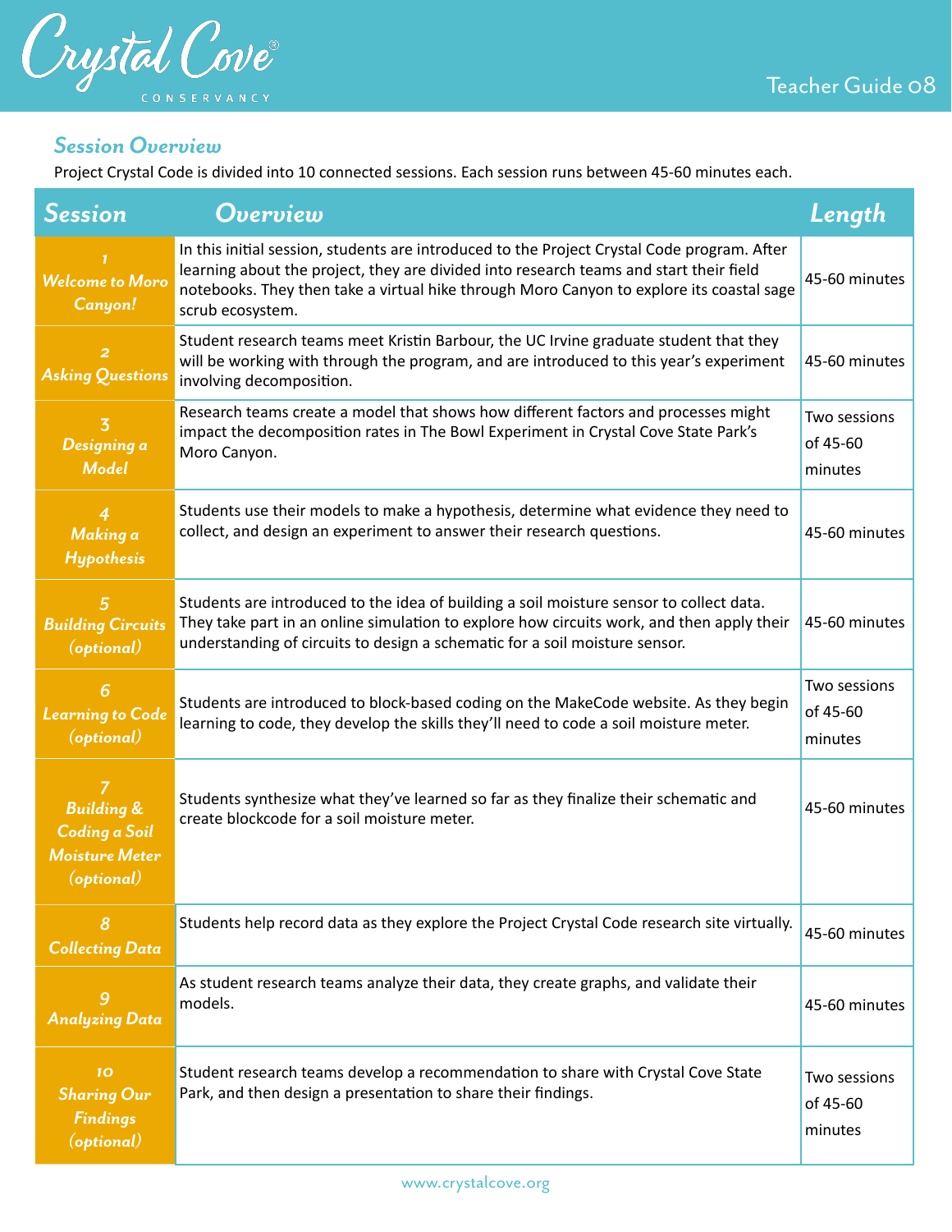## Session Overview

Project Crystal Code is divided into 10 connected sessions. Each session runs between 45-60 minutes each.

| Session | Overview | Length |
|---|---|---|
| 1 *Welcome to Moro Canyon!* | In this initial session, students are introduced to the Project Crystal Code program. After learning about the project, they are divided into research teams and start their field notebooks. They then take a virtual hike through Moro Canyon to explore its coastal sage scrub ecosystem. | 45-60 minutes |
| 2 *Asking Questions* | Student research teams meet Kristin Barbour, the UC Irvine graduate student that they will be working with through the program, and are introduced to this year's experiment involving decomposition. | 45-60 minutes |
| 3 *Designing a Model* | Research teams create a model that shows how different factors and processes might impact the decomposition rates in The Bowl Experiment in Crystal Cove State Park's Moro Canyon. | Two sessions of 45-60 minutes |
| 4 *Making a Hypothesis* | Students use their models to make a hypothesis, determine what evidence they need to collect, and design an experiment to answer their research questions. | 45-60 minutes |
| 5 *Building Circuits (optional)* | Students are introduced to the idea of building a soil moisture sensor to collect data. They take part in an online simulation to explore how circuits work, and then apply their understanding of circuits to design a schematic for a soil moisture sensor. | 45-60 minutes |
| 6 *Learning to Code (optional)* | Students are introduced to block-based coding on the MakeCode website. As they begin learning to code, they develop the skills they'll need to code a soil moisture meter. | Two sessions of 45-60 minutes |
| 7 *Building & Coding a Soil Moisture Meter (optional)* | Students synthesize what they've learned so far as they finalize their schematic and create blockcode for a soil moisture meter. | 45-60 minutes |
| 8 *Collecting Data* | Students help record data as they explore the Project Crystal Code research site virtually. | 45-60 minutes |
| 9 *Analyzing Data* | As student research teams analyze their data, they create graphs, and validate their models. | 45-60 minutes |
| 10 *Sharing Our Findings (optional)* | Student research teams develop a recommendation to share with Crystal Cove State Park, and then design a presentation to share their findings. | Two sessions of 45-60 minutes |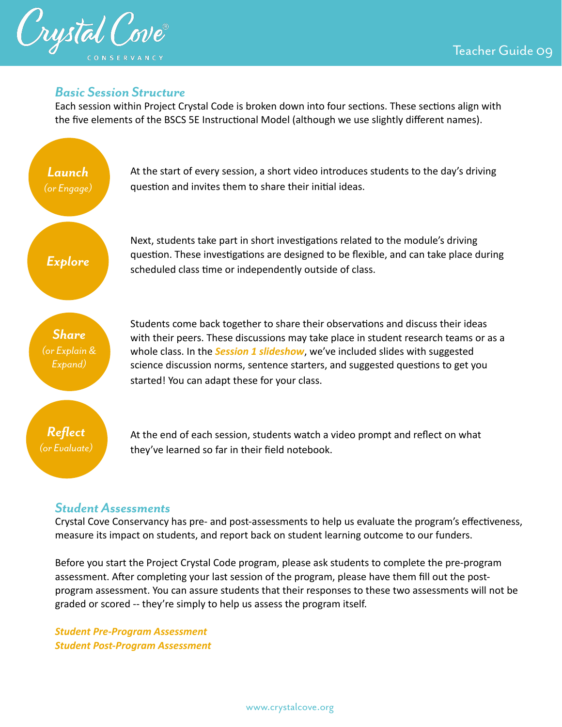## *Basic Session Structure*

Each session within Project Crystal Code is broken down into four sections. These sections align with the five elements of the BSCS 5E Instructional Model (although we use slightly different names).

***Launch*** *(or Engage)*

At the start of every session, a short video introduces students to the day's driving question and invites them to share their initial ideas.

***Explore***

Next, students take part in short investigations related to the module's driving question. These investigations are designed to be flexible, and can take place during scheduled class time or independently outside of class.

***Share*** *(or Explain & Expand)*

Students come back together to share their observations and discuss their ideas with their peers. These discussions may take place in student research teams or as a whole class. In the ***Session 1 slideshow***, we've included slides with suggested science discussion norms, sentence starters, and suggested questions to get you started! You can adapt these for your class.

***Reflect*** *(or Evaluate)*

At the end of each session, students watch a video prompt and reflect on what they've learned so far in their field notebook.

## *Student Assessments*

Crystal Cove Conservancy has pre- and post-assessments to help us evaluate the program's effectiveness, measure its impact on students, and report back on student learning outcome to our funders.

Before you start the Project Crystal Code program, please ask students to complete the pre-program assessment. After completing your last session of the program, please have them fill out the post-program assessment. You can assure students that their responses to these two assessments will not be graded or scored -- they're simply to help us assess the program itself.

***Student Pre-Program Assessment***
***Student Post-Program Assessment***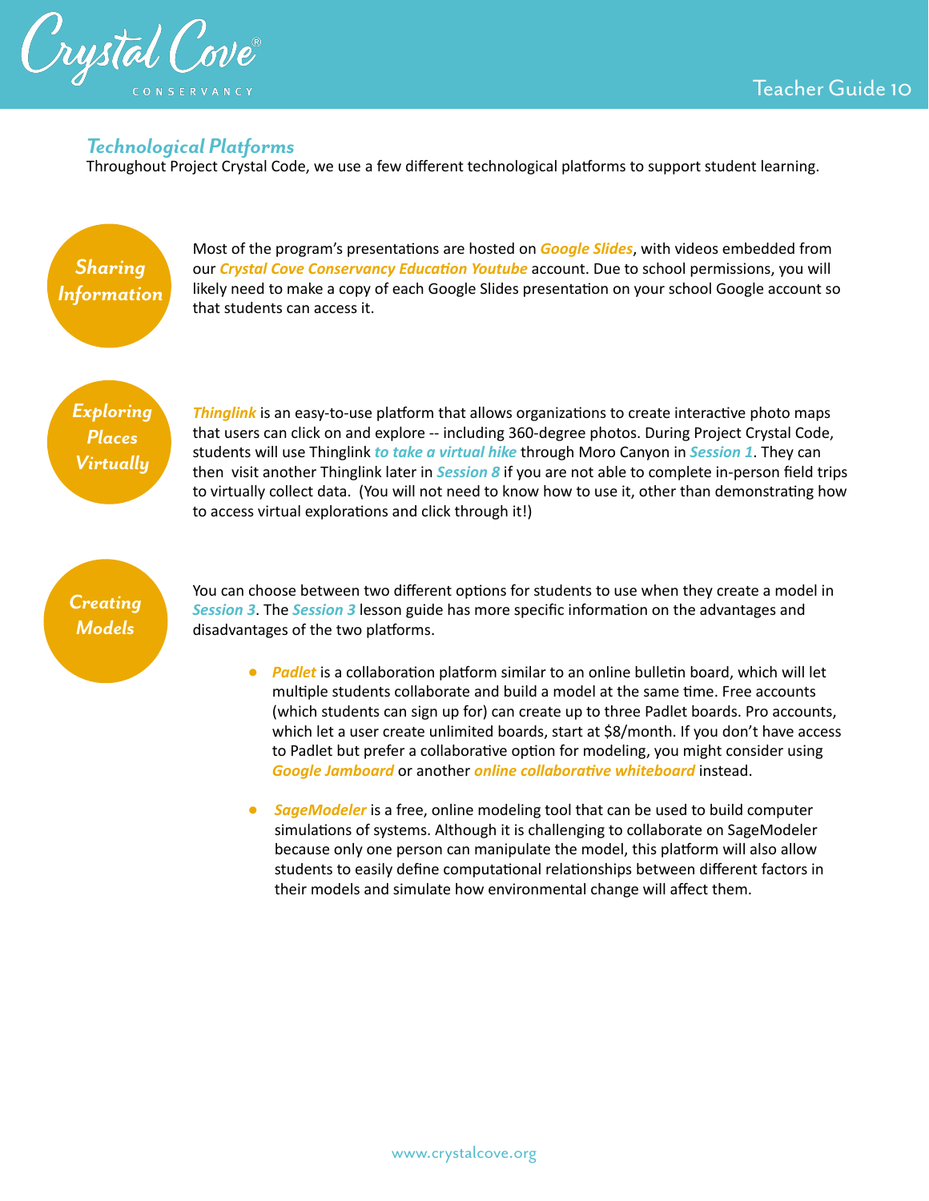## Technological Platforms

Throughout Project Crystal Code, we use a few different technological platforms to support student learning.

### Sharing Information

Most of the program's presentations are hosted on ***Google Slides***, with videos embedded from our ***Crystal Cove Conservancy Education Youtube*** account. Due to school permissions, you will likely need to make a copy of each Google Slides presentation on your school Google account so that students can access it.

### Exploring Places Virtually

***Thinglink*** is an easy-to-use platform that allows organizations to create interactive photo maps that users can click on and explore -- including 360-degree photos. During Project Crystal Code, students will use Thinglink ***to take a virtual hike*** through Moro Canyon in ***Session 1***. They can then visit another Thinglink later in ***Session 8*** if you are not able to complete in-person field trips to virtually collect data. (You will not need to know how to use it, other than demonstrating how to access virtual explorations and click through it!)

### Creating Models

You can choose between two different options for students to use when they create a model in ***Session 3***. The ***Session 3*** lesson guide has more specific information on the advantages and disadvantages of the two platforms.

- ***Padlet*** is a collaboration platform similar to an online bulletin board, which will let multiple students collaborate and build a model at the same time. Free accounts (which students can sign up for) can create up to three Padlet boards. Pro accounts, which let a user create unlimited boards, start at $8/month. If you don't have access to Padlet but prefer a collaborative option for modeling, you might consider using ***Google Jamboard*** or another ***online collaborative whiteboard*** instead.

- ***SageModeler*** is a free, online modeling tool that can be used to build computer simulations of systems. Although it is challenging to collaborate on SageModeler because only one person can manipulate the model, this platform will also allow students to easily define computational relationships between different factors in their models and simulate how environmental change will affect them.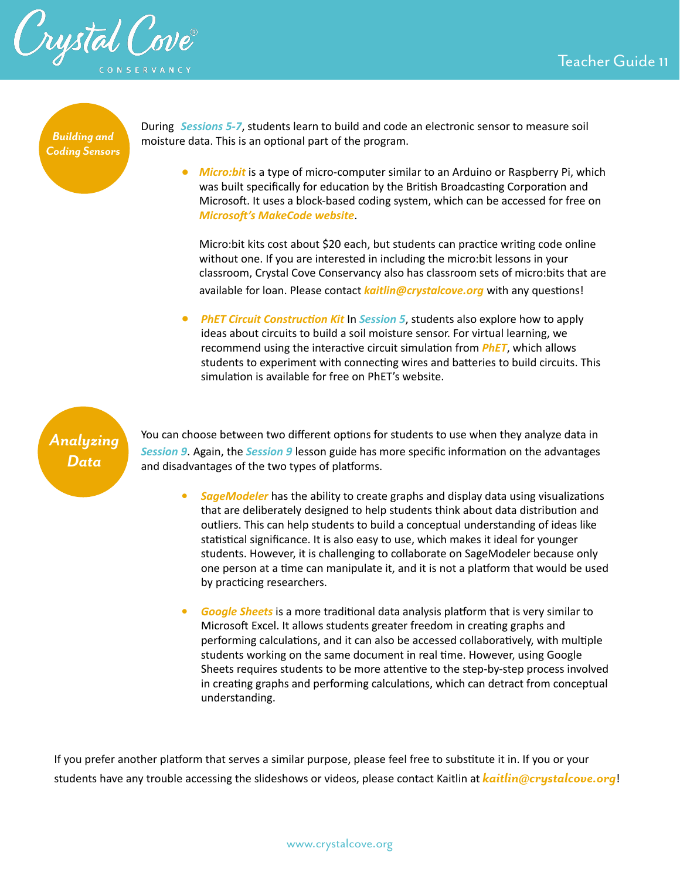## Building and Coding Sensors

During *Sessions 5-7*, students learn to build and code an electronic sensor to measure soil moisture data. This is an optional part of the program.

- ***Micro:bit*** is a type of micro-computer similar to an Arduino or Raspberry Pi, which was built specifically for education by the British Broadcasting Corporation and Microsoft. It uses a block-based coding system, which can be accessed for free on ***Microsoft's MakeCode website***.

  Micro:bit kits cost about $20 each, but students can practice writing code online without one. If you are interested in including the micro:bit lessons in your classroom, Crystal Cove Conservancy also has classroom sets of micro:bits that are available for loan. Please contact ***kaitlin@crystalcove.org*** with any questions!

- ***PhET Circuit Construction Kit*** In *Session 5*, students also explore how to apply ideas about circuits to build a soil moisture sensor. For virtual learning, we recommend using the interactive circuit simulation from ***PhET***, which allows students to experiment with connecting wires and batteries to build circuits. This simulation is available for free on PhET's website.

## Analyzing Data

You can choose between two different options for students to use when they analyze data in *Session 9*. Again, the *Session 9* lesson guide has more specific information on the advantages and disadvantages of the two types of platforms.

- ***SageModeler*** has the ability to create graphs and display data using visualizations that are deliberately designed to help students think about data distribution and outliers. This can help students to build a conceptual understanding of ideas like statistical significance. It is also easy to use, which makes it ideal for younger students. However, it is challenging to collaborate on SageModeler because only one person at a time can manipulate it, and it is not a platform that would be used by practicing researchers.

- ***Google Sheets*** is a more traditional data analysis platform that is very similar to Microsoft Excel. It allows students greater freedom in creating graphs and performing calculations, and it can also be accessed collaboratively, with multiple students working on the same document in real time. However, using Google Sheets requires students to be more attentive to the step-by-step process involved in creating graphs and performing calculations, which can detract from conceptual understanding.

If you prefer another platform that serves a similar purpose, please feel free to substitute it in. If you or your students have any trouble accessing the slideshows or videos, please contact Kaitlin at ***kaitlin@crystalcove.org***!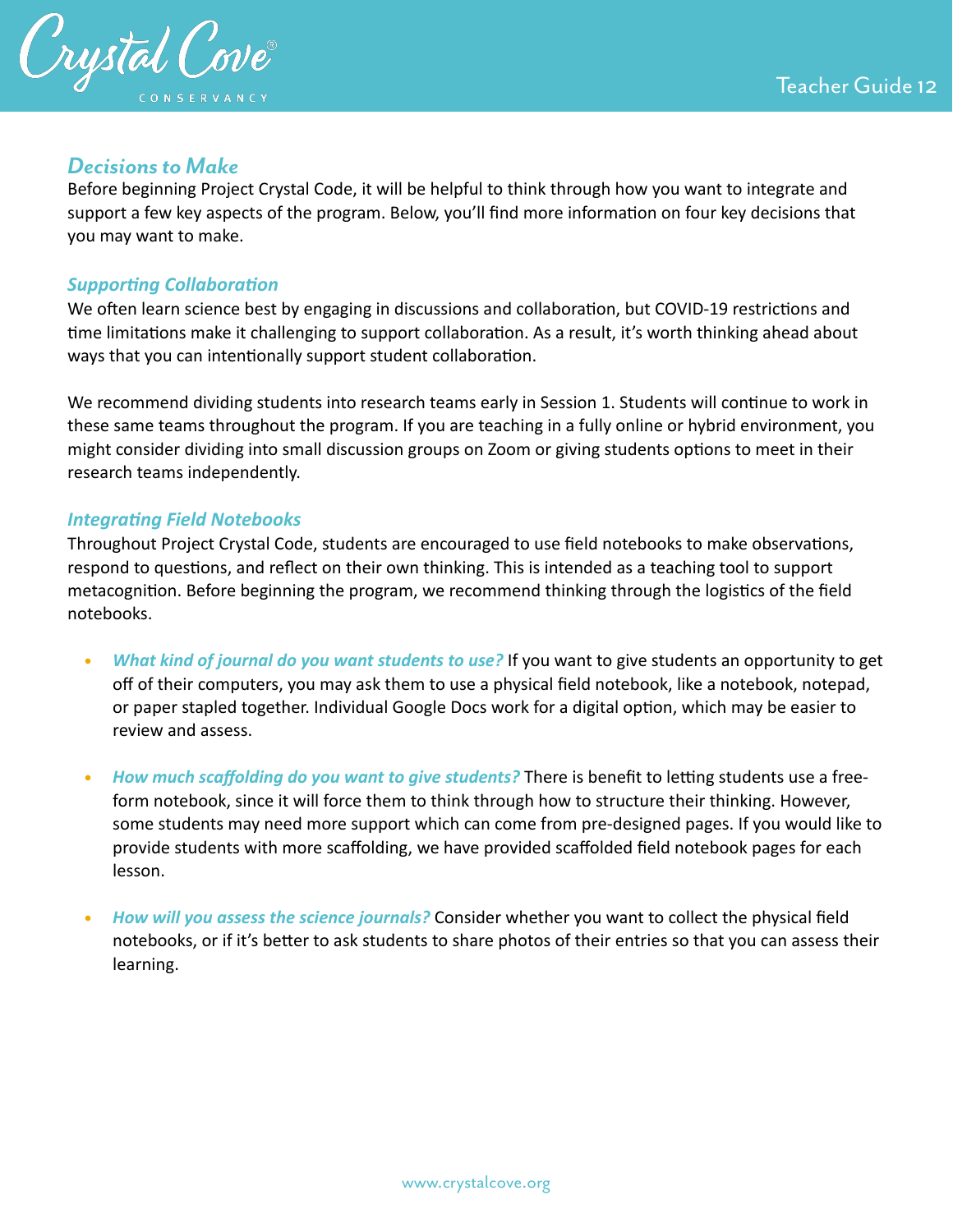## *Decisions to Make*

Before beginning Project Crystal Code, it will be helpful to think through how you want to integrate and support a few key aspects of the program. Below, you'll find more information on four key decisions that you may want to make.

### *Supporting Collaboration*

We often learn science best by engaging in discussions and collaboration, but COVID-19 restrictions and time limitations make it challenging to support collaboration. As a result, it's worth thinking ahead about ways that you can intentionally support student collaboration.

We recommend dividing students into research teams early in Session 1. Students will continue to work in these same teams throughout the program. If you are teaching in a fully online or hybrid environment, you might consider dividing into small discussion groups on Zoom or giving students options to meet in their research teams independently.

### *Integrating Field Notebooks*

Throughout Project Crystal Code, students are encouraged to use field notebooks to make observations, respond to questions, and reflect on their own thinking. This is intended as a teaching tool to support metacognition. Before beginning the program, we recommend thinking through the logistics of the field notebooks.

- ***What kind of journal do you want students to use?*** If you want to give students an opportunity to get off of their computers, you may ask them to use a physical field notebook, like a notebook, notepad, or paper stapled together. Individual Google Docs work for a digital option, which may be easier to review and assess.

- ***How much scaffolding do you want to give students?*** There is benefit to letting students use a free-form notebook, since it will force them to think through how to structure their thinking. However, some students may need more support which can come from pre-designed pages. If you would like to provide students with more scaffolding, we have provided scaffolded field notebook pages for each lesson.

- ***How will you assess the science journals?*** Consider whether you want to collect the physical field notebooks, or if it's better to ask students to share photos of their entries so that you can assess their learning.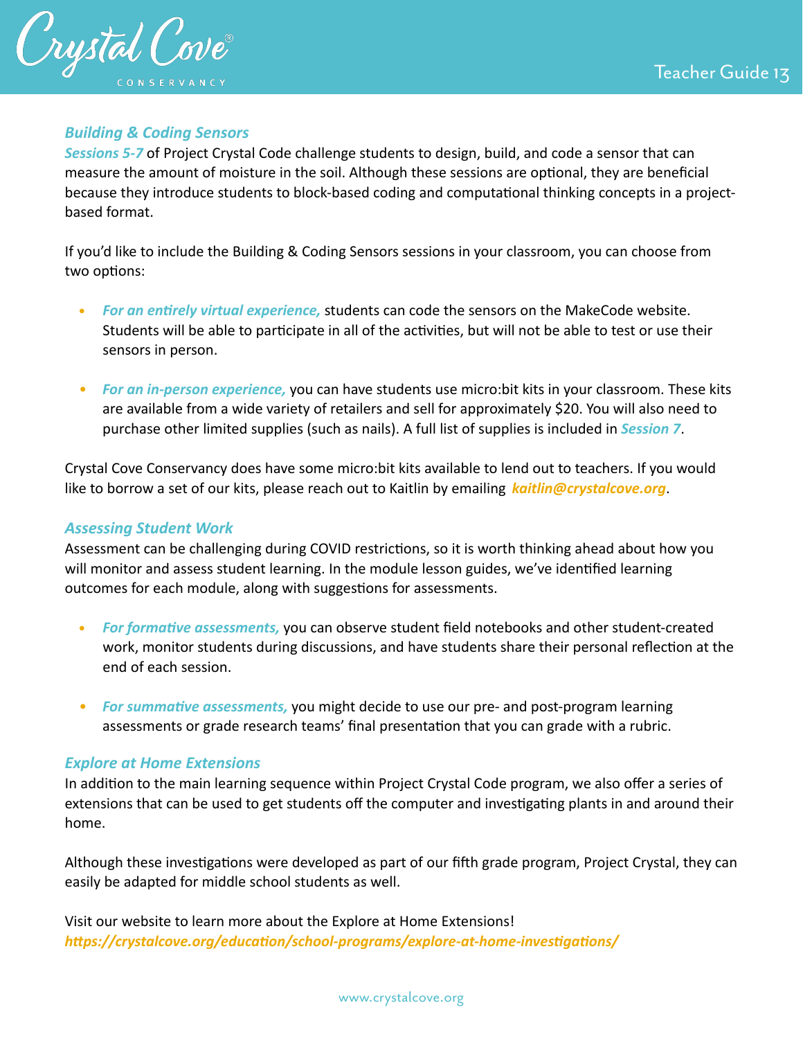## *Building & Coding Sensors*

***Sessions 5-7*** of Project Crystal Code challenge students to design, build, and code a sensor that can measure the amount of moisture in the soil. Although these sessions are optional, they are beneficial because they introduce students to block-based coding and computational thinking concepts in a project-based format.

If you'd like to include the Building & Coding Sensors sessions in your classroom, you can choose from two options:

- ***For an entirely virtual experience,*** students can code the sensors on the MakeCode website. Students will be able to participate in all of the activities, but will not be able to test or use their sensors in person.

- ***For an in-person experience,*** you can have students use micro:bit kits in your classroom. These kits are available from a wide variety of retailers and sell for approximately $20. You will also need to purchase other limited supplies (such as nails). A full list of supplies is included in ***Session 7***.

Crystal Cove Conservancy does have some micro:bit kits available to lend out to teachers. If you would like to borrow a set of our kits, please reach out to Kaitlin by emailing ***kaitlin@crystalcove.org***.

## *Assessing Student Work*

Assessment can be challenging during COVID restrictions, so it is worth thinking ahead about how you will monitor and assess student learning. In the module lesson guides, we've identified learning outcomes for each module, along with suggestions for assessments.

- ***For formative assessments,*** you can observe student field notebooks and other student-created work, monitor students during discussions, and have students share their personal reflection at the end of each session.

- ***For summative assessments,*** you might decide to use our pre- and post-program learning assessments or grade research teams' final presentation that you can grade with a rubric.

## *Explore at Home Extensions*

In addition to the main learning sequence within Project Crystal Code program, we also offer a series of extensions that can be used to get students off the computer and investigating plants in and around their home.

Although these investigations were developed as part of our fifth grade program, Project Crystal, they can easily be adapted for middle school students as well.

Visit our website to learn more about the Explore at Home Extensions!
***https://crystalcove.org/education/school-programs/explore-at-home-investigations/***